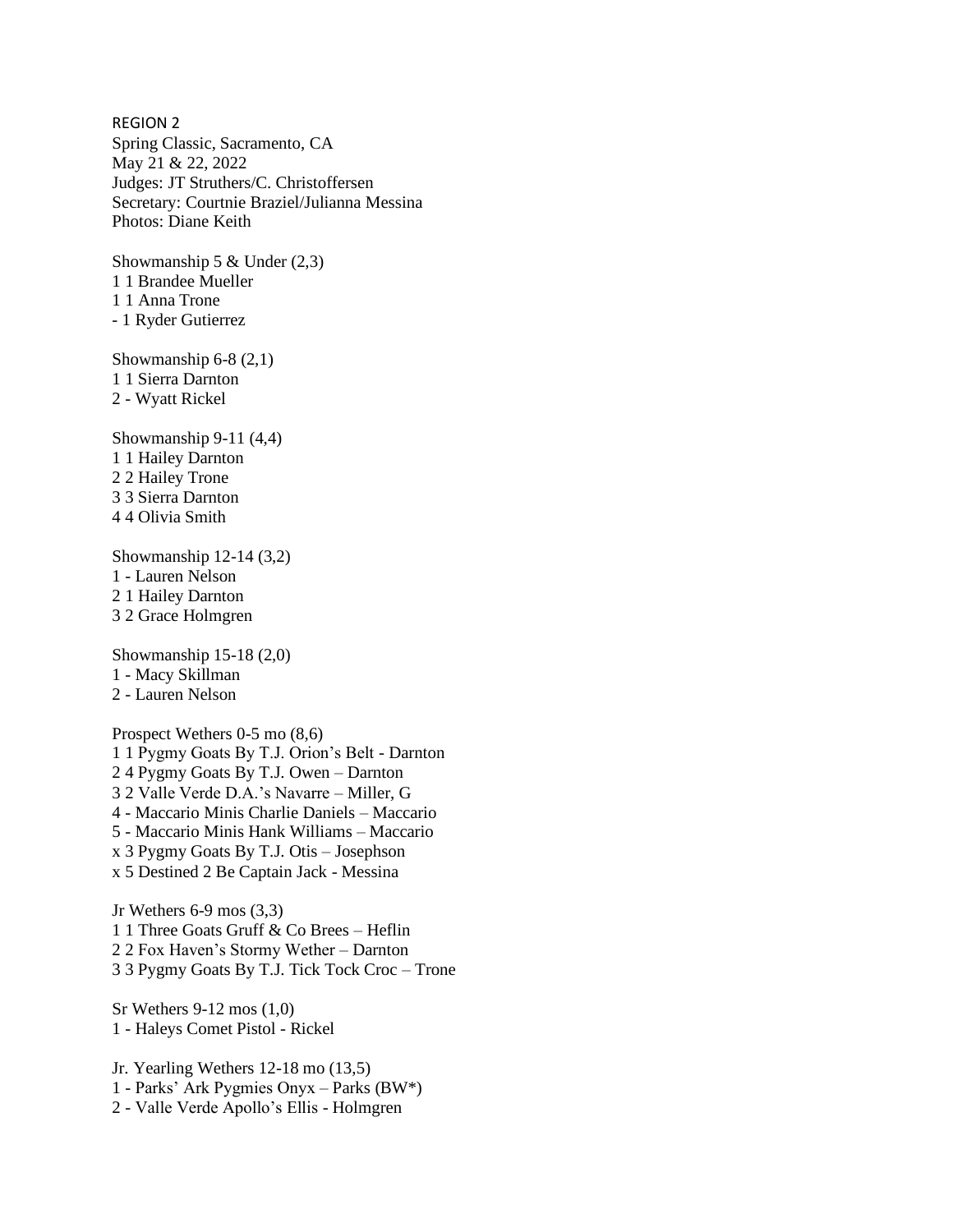REGION 2

Spring Classic, Sacramento, CA
May 21 & 22, 2022
Judges: JT Struthers/C. Christoffersen
Secretary: Courtnie Braziel/Julianna Messina
Photos: Diane Keith

Showmanship 5 & Under (2,3)
1 1 Brandee Mueller
1 1 Anna Trone
- 1 Ryder Gutierrez

Showmanship 6-8 (2,1)
1 1 Sierra Darnton
2 - Wyatt Rickel

Showmanship 9-11 (4,4)
1 1 Hailey Darnton
2 2 Hailey Trone
3 3 Sierra Darnton
4 4 Olivia Smith

Showmanship 12-14 (3,2)
1 - Lauren Nelson
2 1 Hailey Darnton
3 2 Grace Holmgren

Showmanship 15-18 (2,0)
1 - Macy Skillman
2 - Lauren Nelson

Prospect Wethers 0-5 mo (8,6)
1 1 Pygmy Goats By T.J. Orion's Belt - Darnton
2 4 Pygmy Goats By T.J. Owen – Darnton
3 2 Valle Verde D.A.'s Navarre – Miller, G
4 - Maccario Minis Charlie Daniels – Maccario
5 - Maccario Minis Hank Williams – Maccario
x 3 Pygmy Goats By T.J. Otis – Josephson
x 5 Destined 2 Be Captain Jack - Messina

Jr Wethers 6-9 mos (3,3)
1 1 Three Goats Gruff & Co Brees – Heflin
2 2 Fox Haven's Stormy Wether – Darnton
3 3 Pygmy Goats By T.J. Tick Tock Croc – Trone

Sr Wethers 9-12 mos (1,0)
1 - Haleys Comet Pistol - Rickel

Jr. Yearling Wethers 12-18 mo (13,5)
1 - Parks' Ark Pygmies Onyx – Parks (BW*)
2 - Valle Verde Apollo's Ellis - Holmgren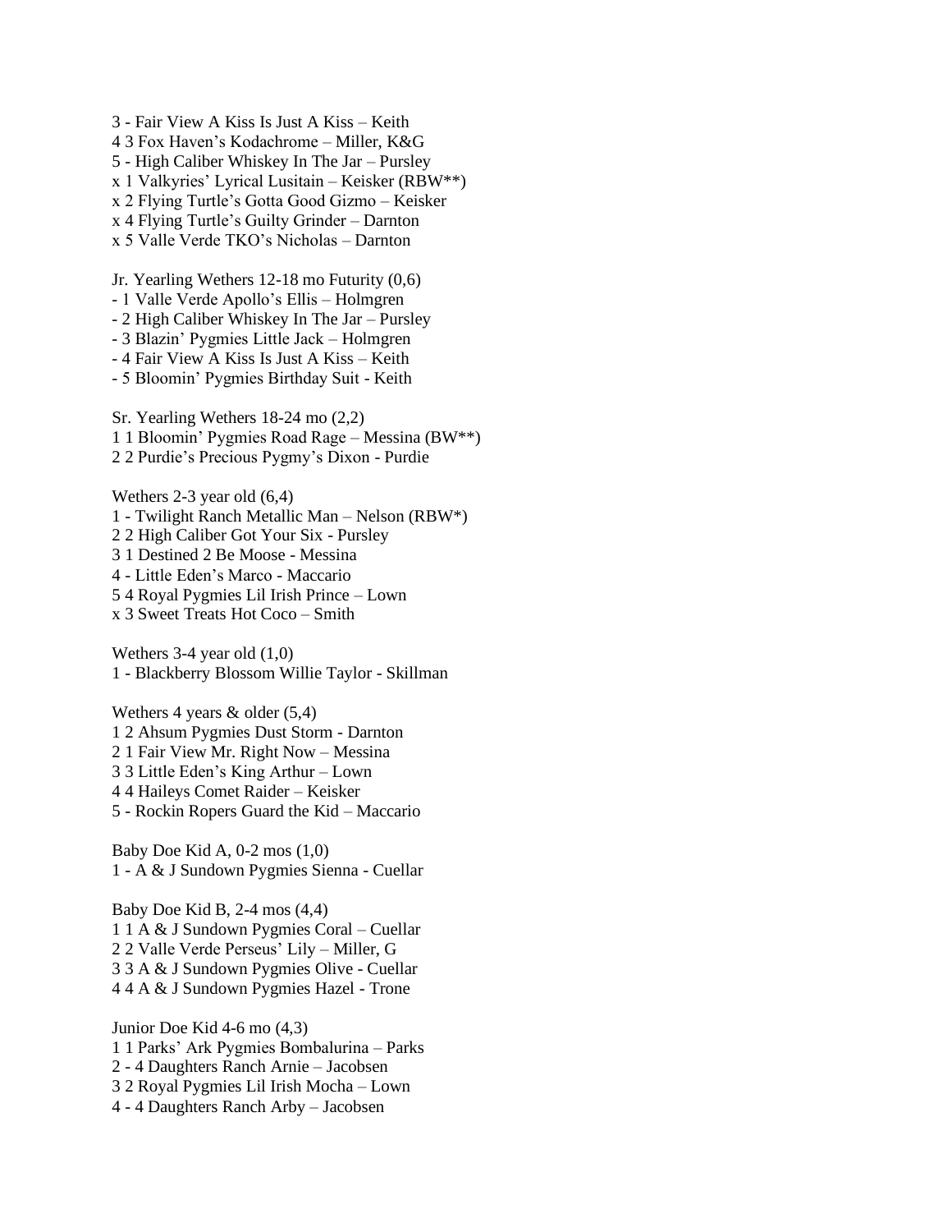3 - Fair View A Kiss Is Just A Kiss – Keith
4 3 Fox Haven's Kodachrome – Miller, K&G
5 - High Caliber Whiskey In The Jar – Pursley
x 1 Valkyries' Lyrical Lusitain – Keisker (RBW**)
x 2 Flying Turtle's Gotta Good Gizmo – Keisker
x 4 Flying Turtle's Guilty Grinder – Darnton
x 5 Valle Verde TKO's Nicholas – Darnton

Jr. Yearling Wethers 12-18 mo Futurity (0,6)
- 1 Valle Verde Apollo's Ellis – Holmgren
- 2 High Caliber Whiskey In The Jar – Pursley
- 3 Blazin' Pygmies Little Jack – Holmgren
- 4 Fair View A Kiss Is Just A Kiss – Keith
- 5 Bloomin' Pygmies Birthday Suit - Keith

Sr. Yearling Wethers 18-24 mo (2,2)
1 1 Bloomin' Pygmies Road Rage – Messina (BW**)
2 2 Purdie's Precious Pygmy's Dixon - Purdie

Wethers 2-3 year old (6,4)
1 - Twilight Ranch Metallic Man – Nelson (RBW*)
2 2 High Caliber Got Your Six - Pursley
3 1 Destined 2 Be Moose - Messina
4 - Little Eden's Marco - Maccario
5 4 Royal Pygmies Lil Irish Prince – Lown
x 3 Sweet Treats Hot Coco – Smith

Wethers 3-4 year old (1,0)
1 - Blackberry Blossom Willie Taylor - Skillman

Wethers 4 years & older (5,4)
1 2 Ahsum Pygmies Dust Storm - Darnton
2 1 Fair View Mr. Right Now – Messina
3 3 Little Eden's King Arthur – Lown
4 4 Haileys Comet Raider – Keisker
5 - Rockin Ropers Guard the Kid – Maccario

Baby Doe Kid A, 0-2 mos (1,0)
1 - A & J Sundown Pygmies Sienna - Cuellar

Baby Doe Kid B, 2-4 mos (4,4)
1 1 A & J Sundown Pygmies Coral – Cuellar
2 2 Valle Verde Perseus' Lily – Miller, G
3 3 A & J Sundown Pygmies Olive - Cuellar
4 4 A & J Sundown Pygmies Hazel - Trone

Junior Doe Kid 4-6 mo (4,3)
1 1 Parks' Ark Pygmies Bombalurina – Parks
2 - 4 Daughters Ranch Arnie – Jacobsen
3 2 Royal Pygmies Lil Irish Mocha – Lown
4 - 4 Daughters Ranch Arby – Jacobsen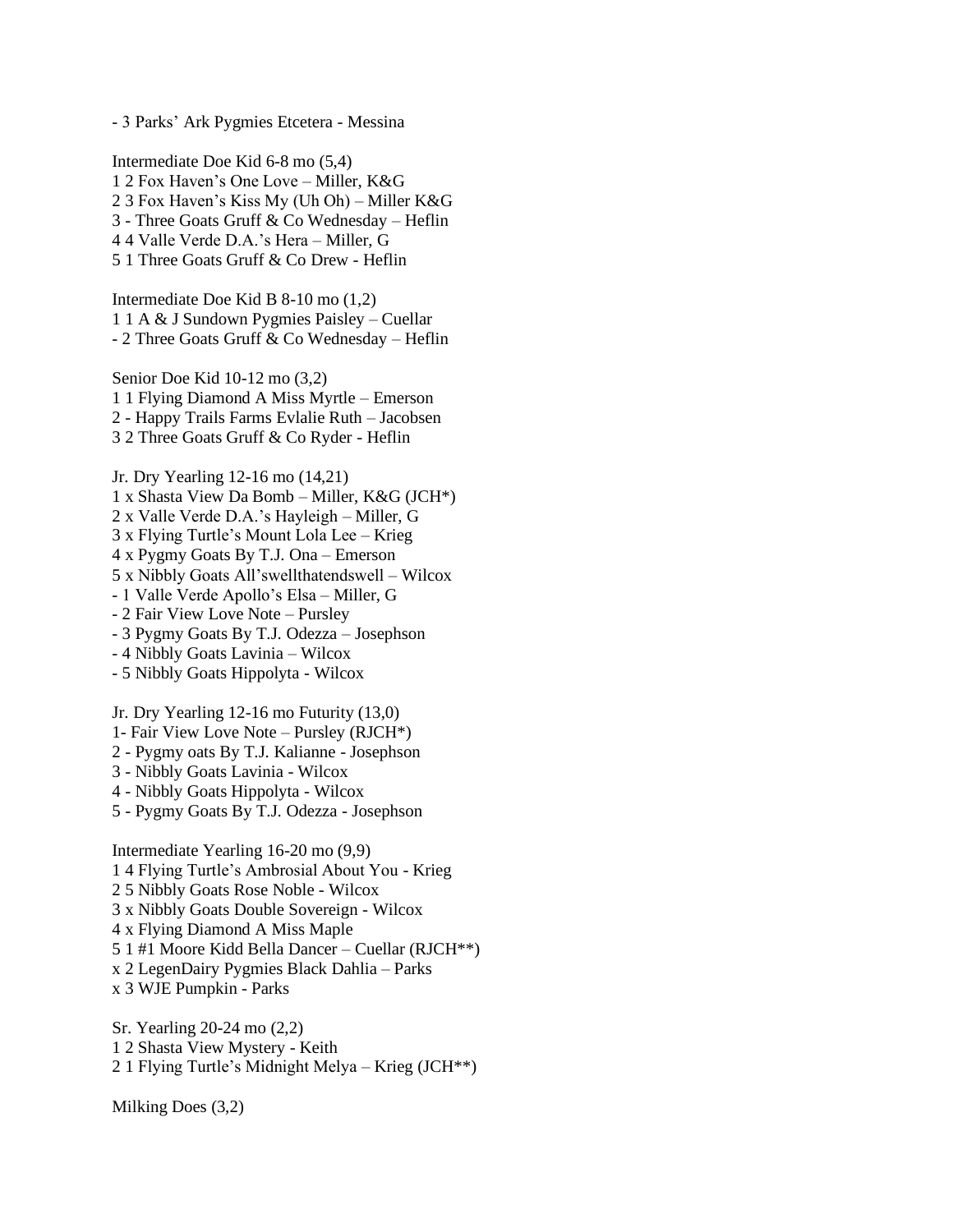- 3 Parks' Ark Pygmies Etcetera - Messina

Intermediate Doe Kid 6-8 mo (5,4)
1 2 Fox Haven's One Love – Miller, K&G
2 3 Fox Haven's Kiss My (Uh Oh) – Miller K&G
3 - Three Goats Gruff & Co Wednesday – Heflin
4 4 Valle Verde D.A.'s Hera – Miller, G
5 1 Three Goats Gruff & Co Drew - Heflin

Intermediate Doe Kid B 8-10 mo (1,2)
1 1 A & J Sundown Pygmies Paisley – Cuellar
- 2 Three Goats Gruff & Co Wednesday – Heflin

Senior Doe Kid 10-12 mo (3,2)
1 1 Flying Diamond A Miss Myrtle – Emerson
2 - Happy Trails Farms Evlalie Ruth – Jacobsen
3 2 Three Goats Gruff & Co Ryder - Heflin

Jr. Dry Yearling 12-16 mo (14,21)
1 x Shasta View Da Bomb – Miller, K&G (JCH*)
2 x Valle Verde D.A.'s Hayleigh – Miller, G
3 x Flying Turtle's Mount Lola Lee – Krieg
4 x Pygmy Goats By T.J. Ona – Emerson
5 x Nibbly Goats All'swellthatendswell – Wilcox
- 1 Valle Verde Apollo's Elsa – Miller, G
- 2 Fair View Love Note – Pursley
- 3 Pygmy Goats By T.J. Odezza – Josephson
- 4 Nibbly Goats Lavinia – Wilcox
- 5 Nibbly Goats Hippolyta - Wilcox

Jr. Dry Yearling 12-16 mo Futurity (13,0)
1- Fair View Love Note – Pursley (RJCH*)
2 - Pygmy oats By T.J. Kalianne - Josephson
3 - Nibbly Goats Lavinia - Wilcox
4 - Nibbly Goats Hippolyta - Wilcox
5 - Pygmy Goats By T.J. Odezza - Josephson

Intermediate Yearling 16-20 mo (9,9)
1 4 Flying Turtle's Ambrosial About You - Krieg
2 5 Nibbly Goats Rose Noble - Wilcox
3 x Nibbly Goats Double Sovereign - Wilcox
4 x Flying Diamond A Miss Maple
5 1 #1 Moore Kidd Bella Dancer – Cuellar (RJCH**)
x 2 LegenDairy Pygmies Black Dahlia – Parks
x 3 WJE Pumpkin - Parks

Sr. Yearling 20-24 mo (2,2)
1 2 Shasta View Mystery - Keith
2 1 Flying Turtle's Midnight Melya – Krieg (JCH**)

Milking Does (3,2)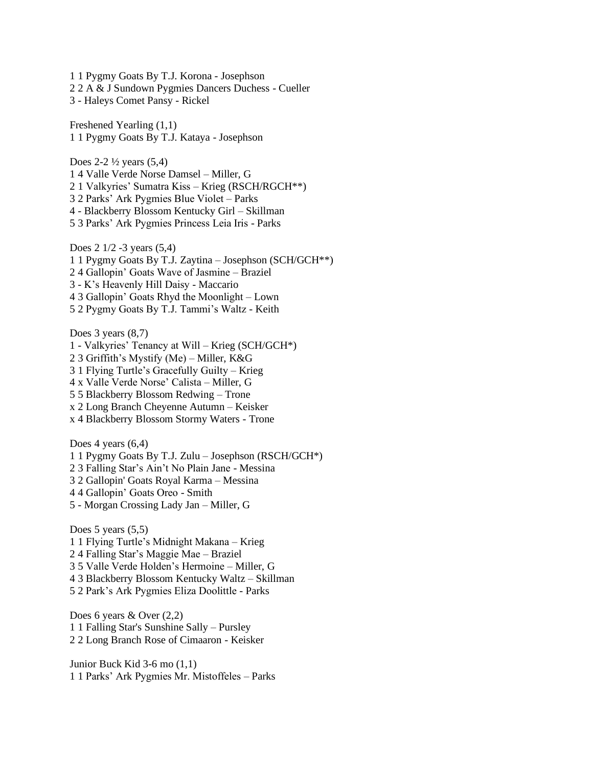1 1 Pygmy Goats By T.J. Korona - Josephson
2 2 A & J Sundown Pygmies Dancers Duchess - Cueller
3 - Haleys Comet Pansy - Rickel

Freshened Yearling (1,1)
1 1 Pygmy Goats By T.J. Kataya - Josephson

Does 2-2 ½ years (5,4)
1 4 Valle Verde Norse Damsel – Miller, G
2 1 Valkyries' Sumatra Kiss – Krieg (RSCH/RGCH**)
3 2 Parks' Ark Pygmies Blue Violet – Parks
4 - Blackberry Blossom Kentucky Girl – Skillman
5 3 Parks' Ark Pygmies Princess Leia Iris - Parks

Does 2 1/2 -3 years (5,4)
1 1 Pygmy Goats By T.J. Zaytina – Josephson (SCH/GCH**)
2 4 Gallopin' Goats Wave of Jasmine – Braziel
3 - K's Heavenly Hill Daisy - Maccario
4 3 Gallopin' Goats Rhyd the Moonlight – Lown
5 2 Pygmy Goats By T.J. Tammi's Waltz - Keith

Does 3 years (8,7)
1 - Valkyries' Tenancy at Will – Krieg (SCH/GCH*)
2 3 Griffith's Mystify (Me) – Miller, K&G
3 1 Flying Turtle's Gracefully Guilty – Krieg
4 x Valle Verde Norse' Calista – Miller, G
5 5 Blackberry Blossom Redwing – Trone
x 2 Long Branch Cheyenne Autumn – Keisker
x 4 Blackberry Blossom Stormy Waters - Trone

Does 4 years (6,4)
1 1 Pygmy Goats By T.J. Zulu – Josephson (RSCH/GCH*)
2 3 Falling Star's Ain't No Plain Jane - Messina
3 2 Gallopin' Goats Royal Karma – Messina
4 4 Gallopin' Goats Oreo - Smith
5 - Morgan Crossing Lady Jan – Miller, G

Does 5 years (5,5)
1 1 Flying Turtle's Midnight Makana – Krieg
2 4 Falling Star's Maggie Mae – Braziel
3 5 Valle Verde Holden's Hermoine – Miller, G
4 3 Blackberry Blossom Kentucky Waltz – Skillman
5 2 Park's Ark Pygmies Eliza Doolittle - Parks

Does 6 years & Over (2,2)
1 1 Falling Star's Sunshine Sally – Pursley
2 2 Long Branch Rose of Cimaaron - Keisker

Junior Buck Kid 3-6 mo (1,1)
1 1 Parks' Ark Pygmies Mr. Mistoffeles – Parks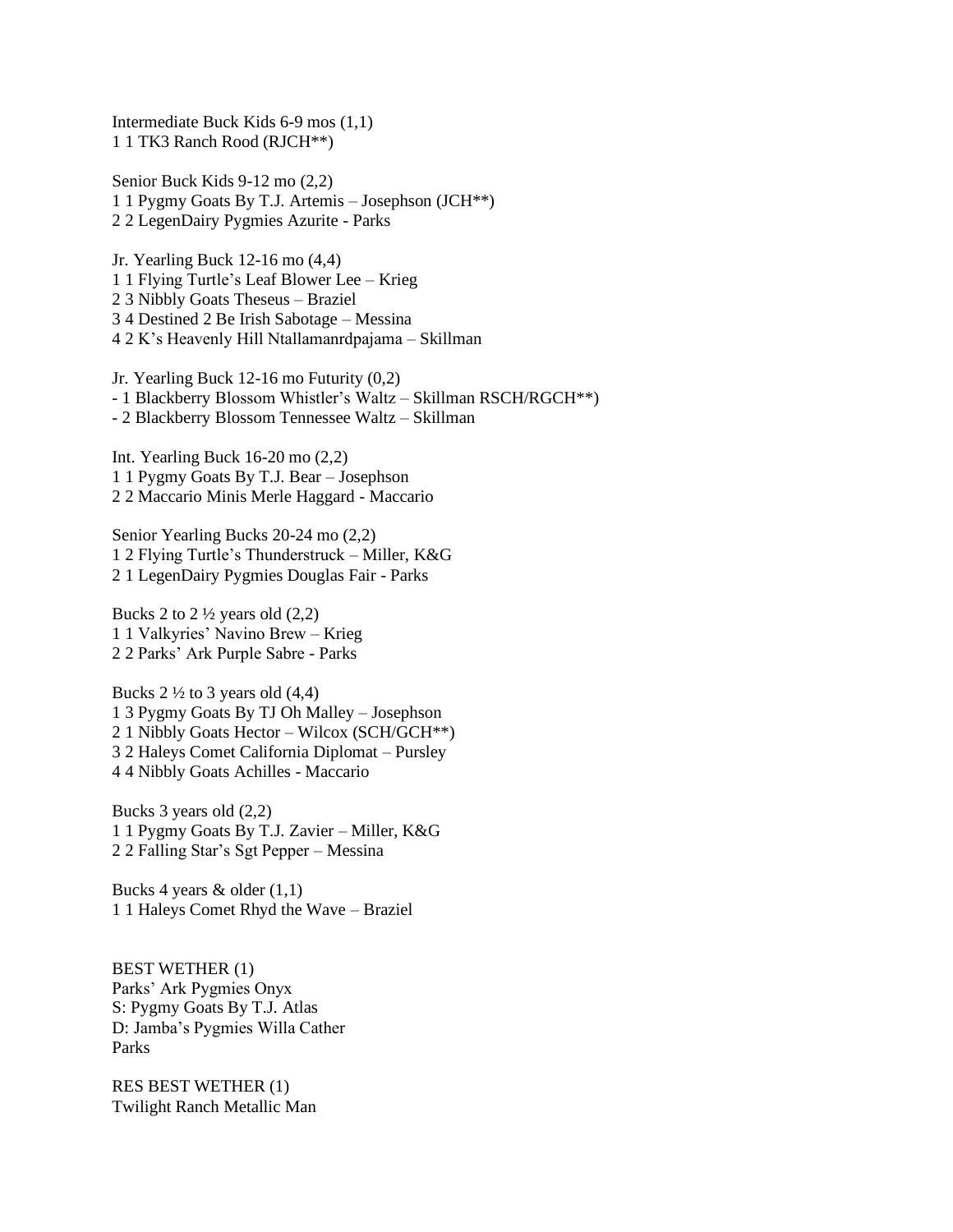Intermediate Buck Kids 6-9 mos (1,1)
1 1 TK3 Ranch Rood (RJCH**)

Senior Buck Kids 9-12 mo (2,2)
1 1 Pygmy Goats By T.J. Artemis – Josephson (JCH**)
2 2 LegenDairy Pygmies Azurite - Parks

Jr. Yearling Buck 12-16 mo (4,4)
1 1 Flying Turtle's Leaf Blower Lee – Krieg
2 3 Nibbly Goats Theseus – Braziel
3 4 Destined 2 Be Irish Sabotage – Messina
4 2 K's Heavenly Hill Ntallamanrdpajama – Skillman

Jr. Yearling Buck 12-16 mo Futurity (0,2)
- 1 Blackberry Blossom Whistler's Waltz – Skillman RSCH/RGCH**)
- 2 Blackberry Blossom Tennessee Waltz – Skillman

Int. Yearling Buck 16-20 mo (2,2)
1 1 Pygmy Goats By T.J. Bear – Josephson
2 2 Maccario Minis Merle Haggard - Maccario

Senior Yearling Bucks 20-24 mo (2,2)
1 2 Flying Turtle's Thunderstruck – Miller, K&G
2 1 LegenDairy Pygmies Douglas Fair - Parks

Bucks 2 to 2 ½ years old (2,2)
1 1 Valkyries' Navino Brew – Krieg
2 2 Parks' Ark Purple Sabre - Parks

Bucks 2 ½ to 3 years old (4,4)
1 3 Pygmy Goats By TJ Oh Malley – Josephson
2 1 Nibbly Goats Hector – Wilcox (SCH/GCH**)
3 2 Haleys Comet California Diplomat – Pursley
4 4 Nibbly Goats Achilles - Maccario

Bucks 3 years old (2,2)
1 1 Pygmy Goats By T.J. Zavier – Miller, K&G
2 2 Falling Star's Sgt Pepper – Messina

Bucks 4 years & older (1,1)
1 1 Haleys Comet Rhyd the Wave – Braziel

BEST WETHER (1)
Parks' Ark Pygmies Onyx
S: Pygmy Goats By T.J. Atlas
D: Jamba's Pygmies Willa Cather
Parks

RES BEST WETHER (1)
Twilight Ranch Metallic Man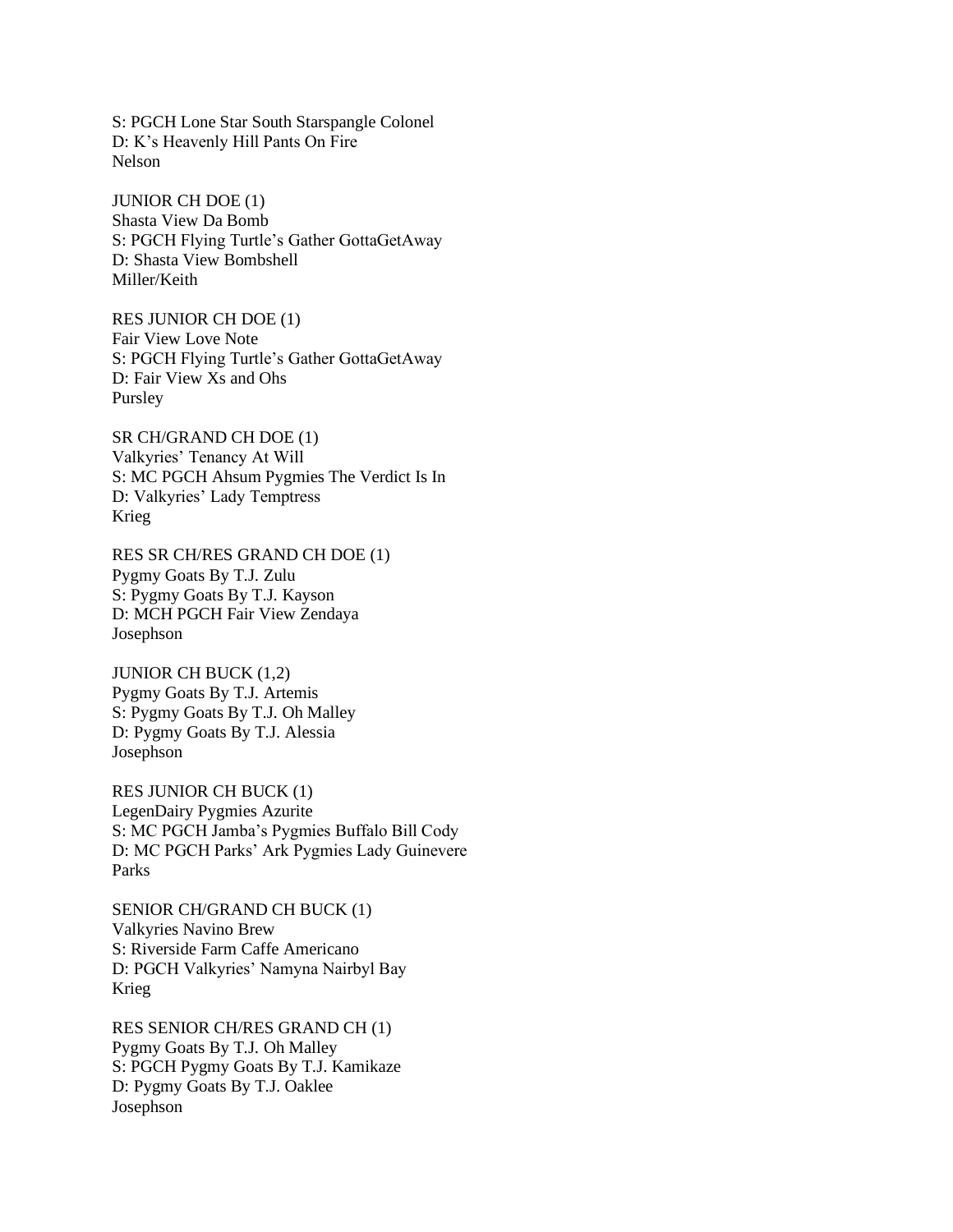S: PGCH Lone Star South Starspangle Colonel
D: K's Heavenly Hill Pants On Fire
Nelson

JUNIOR CH DOE (1)
Shasta View Da Bomb
S: PGCH Flying Turtle's Gather GottaGetAway
D: Shasta View Bombshell
Miller/Keith

RES JUNIOR CH DOE (1)
Fair View Love Note
S: PGCH Flying Turtle's Gather GottaGetAway
D: Fair View Xs and Ohs
Pursley

SR CH/GRAND CH DOE (1)
Valkyries' Tenancy At Will
S: MC PGCH Ahsum Pygmies The Verdict Is In
D: Valkyries' Lady Temptress
Krieg

RES SR CH/RES GRAND CH DOE (1)
Pygmy Goats By T.J. Zulu
S: Pygmy Goats By T.J. Kayson
D: MCH PGCH Fair View Zendaya
Josephson

JUNIOR CH BUCK (1,2)
Pygmy Goats By T.J. Artemis
S: Pygmy Goats By T.J. Oh Malley
D: Pygmy Goats By T.J. Alessia
Josephson

RES JUNIOR CH BUCK (1)
LegenDairy Pygmies Azurite
S: MC PGCH Jamba's Pygmies Buffalo Bill Cody
D: MC PGCH Parks' Ark Pygmies Lady Guinevere
Parks

SENIOR CH/GRAND CH BUCK (1)
Valkyries Navino Brew
S: Riverside Farm Caffe Americano
D: PGCH Valkyries' Namyna Nairbyl Bay
Krieg

RES SENIOR CH/RES GRAND CH (1)
Pygmy Goats By T.J. Oh Malley
S: PGCH Pygmy Goats By T.J. Kamikaze
D: Pygmy Goats By T.J. Oaklee
Josephson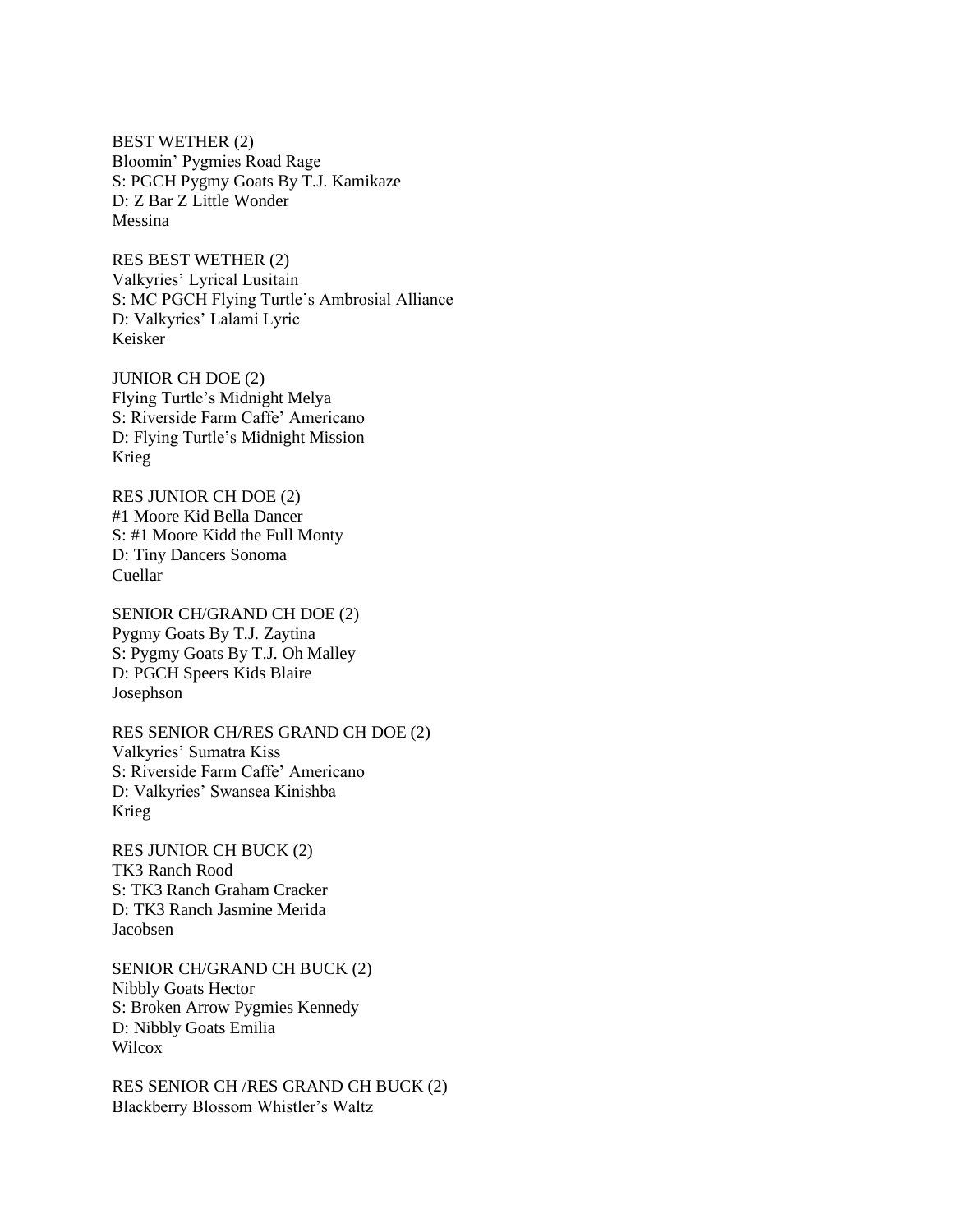BEST WETHER (2)
Bloomin' Pygmies Road Rage
S: PGCH Pygmy Goats By T.J. Kamikaze
D: Z Bar Z Little Wonder
Messina

RES BEST WETHER (2)
Valkyries' Lyrical Lusitain
S: MC PGCH Flying Turtle's Ambrosial Alliance
D: Valkyries' Lalami Lyric
Keisker

JUNIOR CH DOE (2)
Flying Turtle's Midnight Melya
S: Riverside Farm Caffe' Americano
D: Flying Turtle's Midnight Mission
Krieg

RES JUNIOR CH DOE (2)
#1 Moore Kid Bella Dancer
S: #1 Moore Kidd the Full Monty
D: Tiny Dancers Sonoma
Cuellar

SENIOR CH/GRAND CH DOE (2)
Pygmy Goats By T.J. Zaytina
S: Pygmy Goats By T.J. Oh Malley
D: PGCH Speers Kids Blaire
Josephson

RES SENIOR CH/RES GRAND CH DOE (2)
Valkyries' Sumatra Kiss
S: Riverside Farm Caffe' Americano
D: Valkyries' Swansea Kinishba
Krieg

RES JUNIOR CH BUCK (2)
TK3 Ranch Rood
S: TK3 Ranch Graham Cracker
D: TK3 Ranch Jasmine Merida
Jacobsen

SENIOR CH/GRAND CH BUCK (2)
Nibbly Goats Hector
S: Broken Arrow Pygmies Kennedy
D: Nibbly Goats Emilia
Wilcox

RES SENIOR CH /RES GRAND CH BUCK (2)
Blackberry Blossom Whistler's Waltz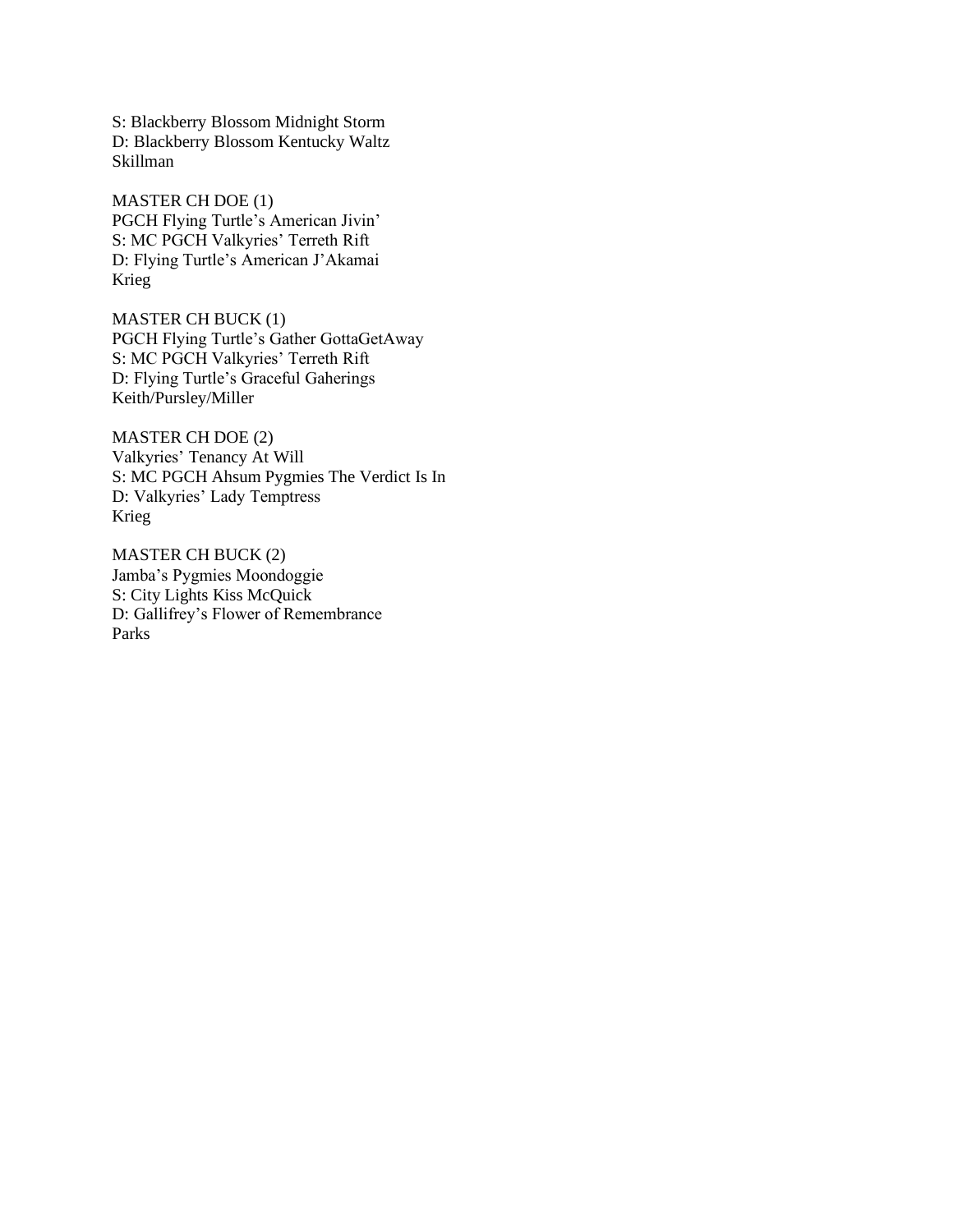S: Blackberry Blossom Midnight Storm
D: Blackberry Blossom Kentucky Waltz
Skillman

MASTER CH DOE (1)
PGCH Flying Turtle's American Jivin'
S: MC PGCH Valkyries' Terreth Rift
D: Flying Turtle's American J'Akamai
Krieg

MASTER CH BUCK (1)
PGCH Flying Turtle's Gather GottaGetAway
S: MC PGCH Valkyries' Terreth Rift
D: Flying Turtle's Graceful Gaherings
Keith/Pursley/Miller

MASTER CH DOE (2)
Valkyries' Tenancy At Will
S: MC PGCH Ahsum Pygmies The Verdict Is In
D: Valkyries' Lady Temptress
Krieg

MASTER CH BUCK (2)
Jamba's Pygmies Moondoggie
S: City Lights Kiss McQuick
D: Gallifrey's Flower of Remembrance
Parks